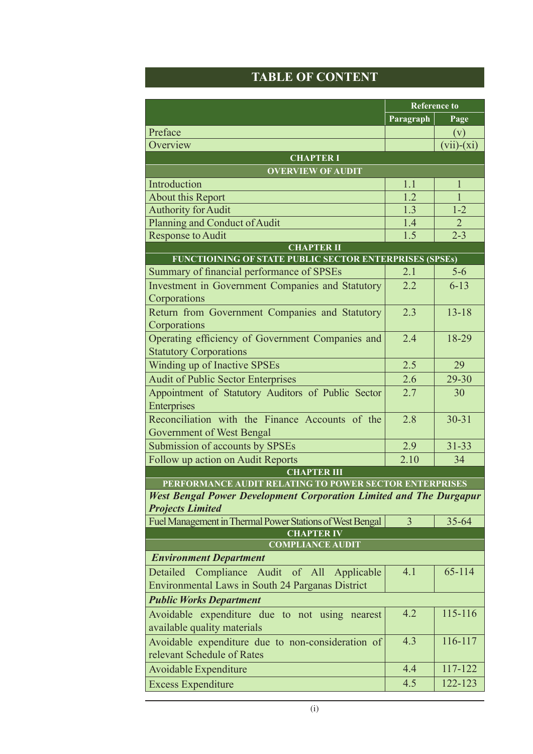# TABLE OF CONTENT

| | Reference to | |
|---|---|---|
| | Paragraph | Page |
| Preface | | (v) |
| Overview | | (vii)-(xi) |
| **CHAPTER I** | | |
| **OVERVIEW OF AUDIT** | | |
| Introduction | 1.1 | 1 |
| About this Report | 1.2 | 1 |
| Authority for Audit | 1.3 | 1-2 |
| Planning and Conduct of Audit | 1.4 | 2 |
| Response to Audit | 1.5 | 2-3 |
| **CHAPTER II** | | |
| **FUNCTIOINING OF STATE PUBLIC SECTOR ENTERPRISES (SPSEs)** | | |
| Summary of financial performance of SPSEs | 2.1 | 5-6 |
| Investment in Government Companies and Statutory Corporations | 2.2 | 6-13 |
| Return from Government Companies and Statutory Corporations | 2.3 | 13-18 |
| Operating efficiency of Government Companies and Statutory Corporations | 2.4 | 18-29 |
| Winding up of Inactive SPSEs | 2.5 | 29 |
| Audit of Public Sector Enterprises | 2.6 | 29-30 |
| Appointment of Statutory Auditors of Public Sector Enterprises | 2.7 | 30 |
| Reconciliation with the Finance Accounts of the Government of West Bengal | 2.8 | 30-31 |
| Submission of accounts by SPSEs | 2.9 | 31-33 |
| Follow up action on Audit Reports | 2.10 | 34 |
| **CHAPTER III** | | |
| **PERFORMANCE AUDIT RELATING TO POWER SECTOR ENTERPRISES** | | |
| ***West Bengal Power Development Corporation Limited and The Durgapur Projects Limited*** | | |
| Fuel Management in Thermal Power Stations of West Bengal | 3 | 35-64 |
| **CHAPTER IV** | | |
| **COMPLIANCE AUDIT** | | |
| ***Environment Department*** | | |
| Detailed Compliance Audit of All Applicable Environmental Laws in South 24 Parganas District | 4.1 | 65-114 |
| ***Public Works Department*** | | |
| Avoidable expenditure due to not using nearest available quality materials | 4.2 | 115-116 |
| Avoidable expenditure due to non-consideration of relevant Schedule of Rates | 4.3 | 116-117 |
| Avoidable Expenditure | 4.4 | 117-122 |
| Excess Expenditure | 4.5 | 122-123 |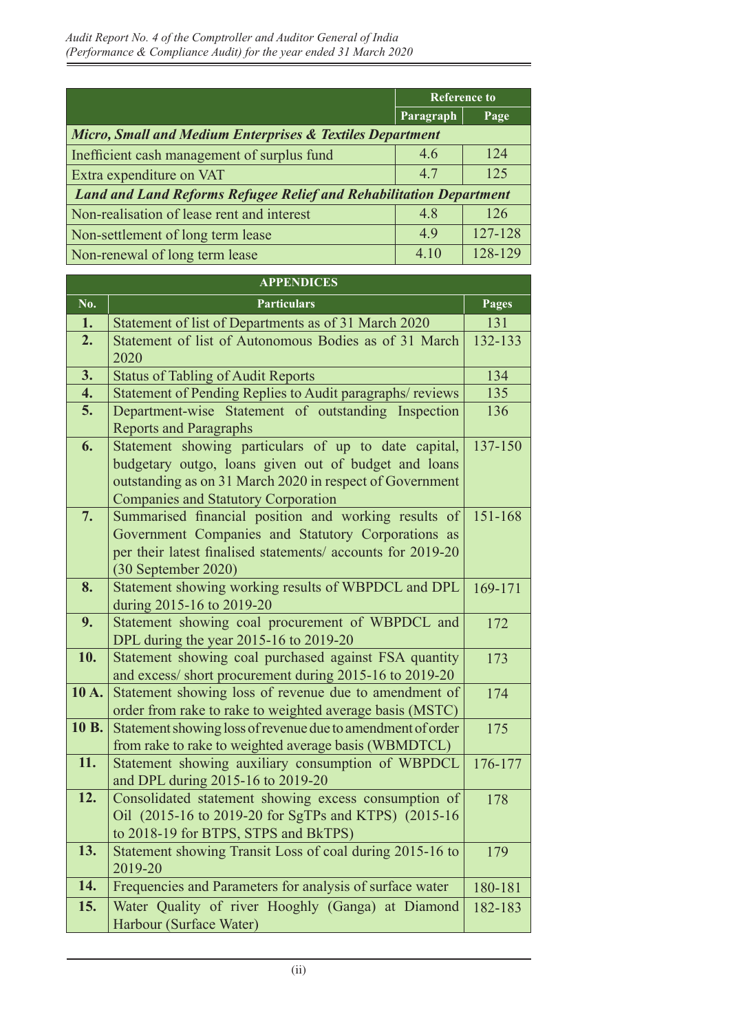| | Reference to | |
|---|---|---|
| | Paragraph | Page |
| ***Micro, Small and Medium Enterprises & Textiles Department*** | | |
| Inefficient cash management of surplus fund | 4.6 | 124 |
| Extra expenditure on VAT | 4.7 | 125 |
| ***Land and Land Reforms Refugee Relief and Rehabilitation Department*** | | |
| Non-realisation of lease rent and interest | 4.8 | 126 |
| Non-settlement of long term lease | 4.9 | 127-128 |
| Non-renewal of long term lease | 4.10 | 128-129 |

| APPENDICES | | |
|---|---|---|
| **No.** | **Particulars** | **Pages** |
| **1.** | Statement of list of Departments as of 31 March 2020 | 131 |
| **2.** | Statement of list of Autonomous Bodies as of 31 March 2020 | 132-133 |
| **3.** | Status of Tabling of Audit Reports | 134 |
| **4.** | Statement of Pending Replies to Audit paragraphs/ reviews | 135 |
| **5.** | Department-wise Statement of outstanding Inspection Reports and Paragraphs | 136 |
| **6.** | Statement showing particulars of up to date capital, budgetary outgo, loans given out of budget and loans outstanding as on 31 March 2020 in respect of Government Companies and Statutory Corporation | 137-150 |
| **7.** | Summarised financial position and working results of Government Companies and Statutory Corporations as per their latest finalised statements/ accounts for 2019-20 (30 September 2020) | 151-168 |
| **8.** | Statement showing working results of WBPDCL and DPL during 2015-16 to 2019-20 | 169-171 |
| **9.** | Statement showing coal procurement of WBPDCL and DPL during the year 2015-16 to 2019-20 | 172 |
| **10.** | Statement showing coal purchased against FSA quantity and excess/ short procurement during 2015-16 to 2019-20 | 173 |
| **10 A.** | Statement showing loss of revenue due to amendment of order from rake to rake to weighted average basis (MSTC) | 174 |
| **10 B.** | Statement showing loss of revenue due to amendment of order from rake to rake to weighted average basis (WBMDTCL) | 175 |
| **11.** | Statement showing auxiliary consumption of WBPDCL and DPL during 2015-16 to 2019-20 | 176-177 |
| **12.** | Consolidated statement showing excess consumption of Oil (2015-16 to 2019-20 for SgTPs and KTPS) (2015-16 to 2018-19 for BTPS, STPS and BkTPS) | 178 |
| **13.** | Statement showing Transit Loss of coal during 2015-16 to 2019-20 | 179 |
| **14.** | Frequencies and Parameters for analysis of surface water | 180-181 |
| **15.** | Water Quality of river Hooghly (Ganga) at Diamond Harbour (Surface Water) | 182-183 |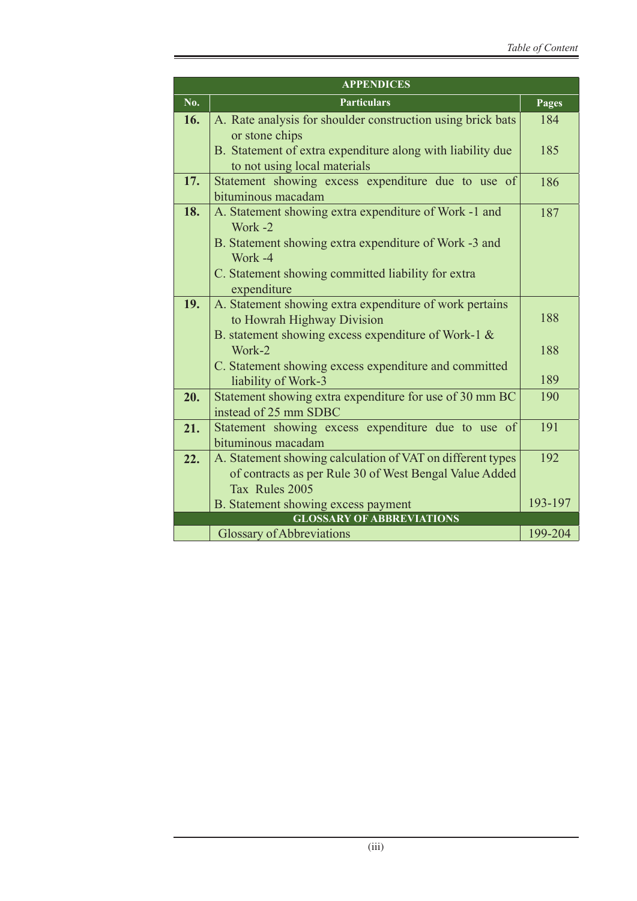| APPENDICES | | |
|---|---|---|
| **No.** | **Particulars** | **Pages** |
| **16.** | A. Rate analysis for shoulder construction using brick bats or stone chips | 184 |
| | B. Statement of extra expenditure along with liability due to not using local materials | 185 |
| **17.** | Statement showing excess expenditure due to use of bituminous macadam | 186 |
| **18.** | A. Statement showing extra expenditure of Work -1 and Work -2<br>B. Statement showing extra expenditure of Work -3 and Work -4<br>C. Statement showing committed liability for extra expenditure | 187 |
| **19.** | A. Statement showing extra expenditure of work pertains to Howrah Highway Division | 188 |
| | B. statement showing excess expenditure of Work-1 & Work-2 | 188 |
| | C. Statement showing excess expenditure and committed liability of Work-3 | 189 |
| **20.** | Statement showing extra expenditure for use of 30 mm BC instead of 25 mm SDBC | 190 |
| **21.** | Statement showing excess expenditure due to use of bituminous macadam | 191 |
| **22.** | A. Statement showing calculation of VAT on different types of contracts as per Rule 30 of West Bengal Value Added Tax Rules 2005 | 192 |
| | B. Statement showing excess payment | 193-197 |
| **GLOSSARY OF ABBREVIATIONS** | | |
| | Glossary of Abbreviations | 199-204 |